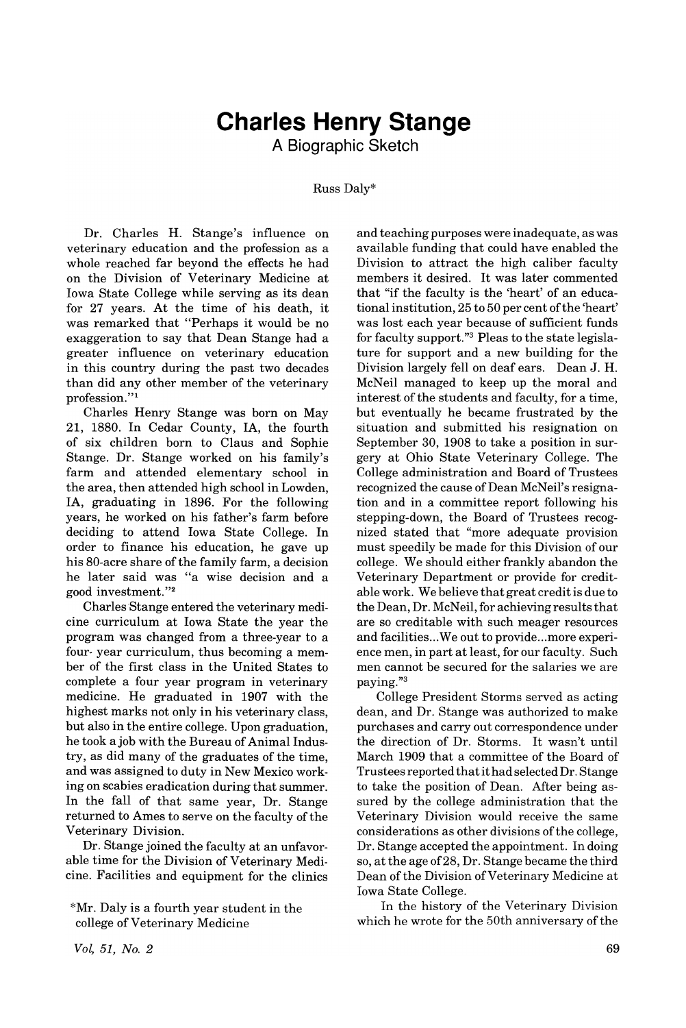# Charles Henry Stange

## A Biographic Sketch

Russ Daly*

Dr. Charles H. Stange's influence on veterinary education and the profession as a whole reached far beyond the effects he had on the Division of Veterinary Medicine at Iowa State College while serving as its dean for 27 years. At the time of his death, it was remarked that "Perhaps it would be no exaggeration to say that Dean Stange had a greater influence on veterinary education in this country during the past two decades than did any other member of the veterinary profession."[1]

Charles Henry Stange was born on May 21, 1880. In Cedar County, IA, the fourth of six children born to Claus and Sophie Stange. Dr. Stange worked on his family's farm and attended elementary school in the area, then attended high school in Lowden, IA, graduating in 1896. For the following years, he worked on his father's farm before deciding to attend Iowa State College. In order to finance his education, he gave up his 80-acre share of the family farm, a decision he later said was "a wise decision and a good investment."[2]

Charles Stange entered the veterinary medicine curriculum at Iowa State the year the program was changed from a three-year to a four- year curriculum, thus becoming a member of the first class in the United States to complete a four year program in veterinary medicine. He graduated in 1907 with the highest marks not only in his veterinary class, but also in the entire college. Upon graduation, he took a job with the Bureau of Animal Industry, as did many of the graduates of the time, and was assigned to duty in New Mexico working on scabies eradication during that summer. In the fall of that same year, Dr. Stange returned to Ames to serve on the faculty of the Veterinary Division.

Dr. Stange joined the faculty at an unfavorable time for the Division of Veterinary Medicine. Facilities and equipment for the clinics and teaching purposes were inadequate, as was available funding that could have enabled the Division to attract the high caliber faculty members it desired. It was later commented that "if the faculty is the 'heart' of an educational institution, 25 to 50 per cent of the 'heart' was lost each year because of sufficient funds for faculty support."[3] Pleas to the state legislature for support and a new building for the Division largely fell on deaf ears. Dean J. H. McNeil managed to keep up the moral and interest of the students and faculty, for a time, but eventually he became frustrated by the situation and submitted his resignation on September 30, 1908 to take a position in surgery at Ohio State Veterinary College. The College administration and Board of Trustees recognized the cause of Dean McNeil's resignation and in a committee report following his stepping-down, the Board of Trustees recognized stated that "more adequate provision must speedily be made for this Division of our college. We should either frankly abandon the Veterinary Department or provide for creditable work. We believe that great credit is due to the Dean, Dr. McNeil, for achieving results that are so creditable with such meager resources and facilities...We out to provide...more experience men, in part at least, for our faculty. Such men cannot be secured for the salaries we are paying."[3]

College President Storms served as acting dean, and Dr. Stange was authorized to make purchases and carry out correspondence under the direction of Dr. Storms. It wasn't until March 1909 that a committee of the Board of Trustees reported that it had selected Dr. Stange to take the position of Dean. After being assured by the college administration that the Veterinary Division would receive the same considerations as other divisions of the college, Dr. Stange accepted the appointment. In doing so, at the age of 28, Dr. Stange became the third Dean of the Division of Veterinary Medicine at Iowa State College.

In the history of the Veterinary Division which he wrote for the 50th anniversary of the

*Mr. Daly is a fourth year student in the college of Veterinary Medicine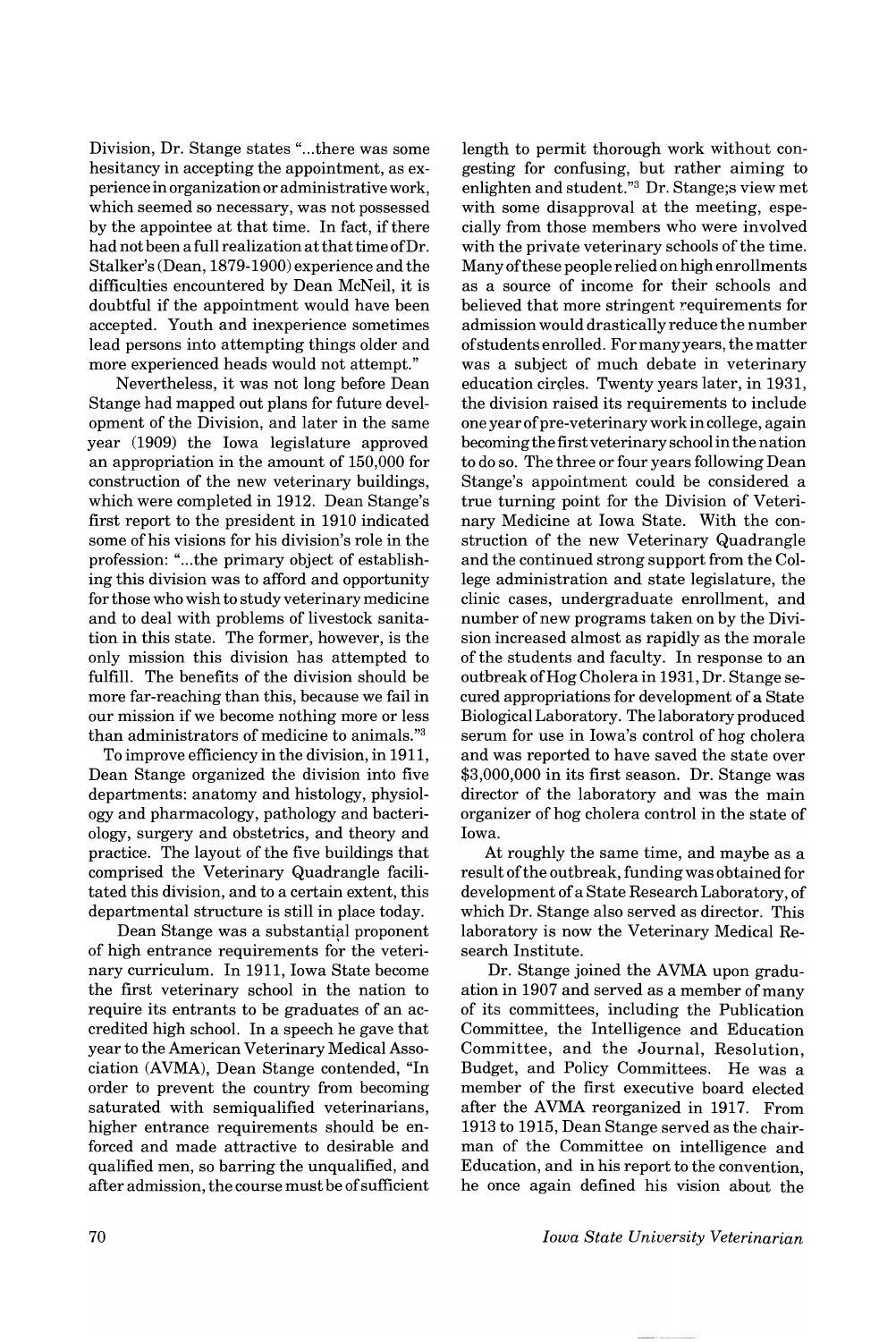Division, Dr. Stange states "...there was some hesitancy in accepting the appointment, as experience in organization or administrative work, which seemed so necessary, was not possessed by the appointee at that time. In fact, if there had not been a full realization at that time of Dr. Stalker's (Dean, 1879-1900) experience and the difficulties encountered by Dean McNeil, it is doubtful if the appointment would have been accepted. Youth and inexperience sometimes lead persons into attempting things older and more experienced heads would not attempt."

Nevertheless, it was not long before Dean Stange had mapped out plans for future development of the Division, and later in the same year (1909) the Iowa legislature approved an appropriation in the amount of 150,000 for construction of the new veterinary buildings, which were completed in 1912. Dean Stange's first report to the president in 1910 indicated some of his visions for his division's role in the profession: "...the primary object of establishing this division was to afford and opportunity for those who wish to study veterinary medicine and to deal with problems of livestock sanitation in this state. The former, however, is the only mission this division has attempted to fulfill. The benefits of the division should be more far-reaching than this, because we fail in our mission if we become nothing more or less than administrators of medicine to animals."[3]

To improve efficiency in the division, in 1911, Dean Stange organized the division into five departments: anatomy and histology, physiology and pharmacology, pathology and bacteriology, surgery and obstetrics, and theory and practice. The layout of the five buildings that comprised the Veterinary Quadrangle facilitated this division, and to a certain extent, this departmental structure is still in place today.

Dean Stange was a substantial proponent of high entrance requirements for the veterinary curriculum. In 1911, Iowa State become the first veterinary school in the nation to require its entrants to be graduates of an accredited high school. In a speech he gave that year to the American Veterinary Medical Association (AVMA), Dean Stange contended, "In order to prevent the country from becoming saturated with semiqualified veterinarians, higher entrance requirements should be enforced and made attractive to desirable and qualified men, so barring the unqualified, and after admission, the course must be of sufficient length to permit thorough work without congesting for confusing, but rather aiming to enlighten and student."[3] Dr. Stange;s view met with some disapproval at the meeting, especially from those members who were involved with the private veterinary schools of the time. Many of these people relied on high enrollments as a source of income for their schools and believed that more stringent requirements for admission would drastically reduce the number of students enrolled. For many years, the matter was a subject of much debate in veterinary education circles. Twenty years later, in 1931, the division raised its requirements to include one year of pre-veterinary work in college, again becoming the first veterinary school in the nation to do so. The three or four years following Dean Stange's appointment could be considered a true turning point for the Division of Veterinary Medicine at Iowa State. With the construction of the new Veterinary Quadrangle and the continued strong support from the College administration and state legislature, the clinic cases, undergraduate enrollment, and number of new programs taken on by the Division increased almost as rapidly as the morale of the students and faculty. In response to an outbreak of Hog Cholera in 1931, Dr. Stange secured appropriations for development of a State Biological Laboratory. The laboratory produced serum for use in Iowa's control of hog cholera and was reported to have saved the state over $3,000,000 in its first season. Dr. Stange was director of the laboratory and was the main organizer of hog cholera control in the state of Iowa.

At roughly the same time, and maybe as a result of the outbreak, funding was obtained for development of a State Research Laboratory, of which Dr. Stange also served as director. This laboratory is now the Veterinary Medical Research Institute.

Dr. Stange joined the AVMA upon graduation in 1907 and served as a member of many of its committees, including the Publication Committee, the Intelligence and Education Committee, and the Journal, Resolution, Budget, and Policy Committees. He was a member of the first executive board elected after the AVMA reorganized in 1917. From 1913 to 1915, Dean Stange served as the chairman of the Committee on intelligence and Education, and in his report to the convention, he once again defined his vision about the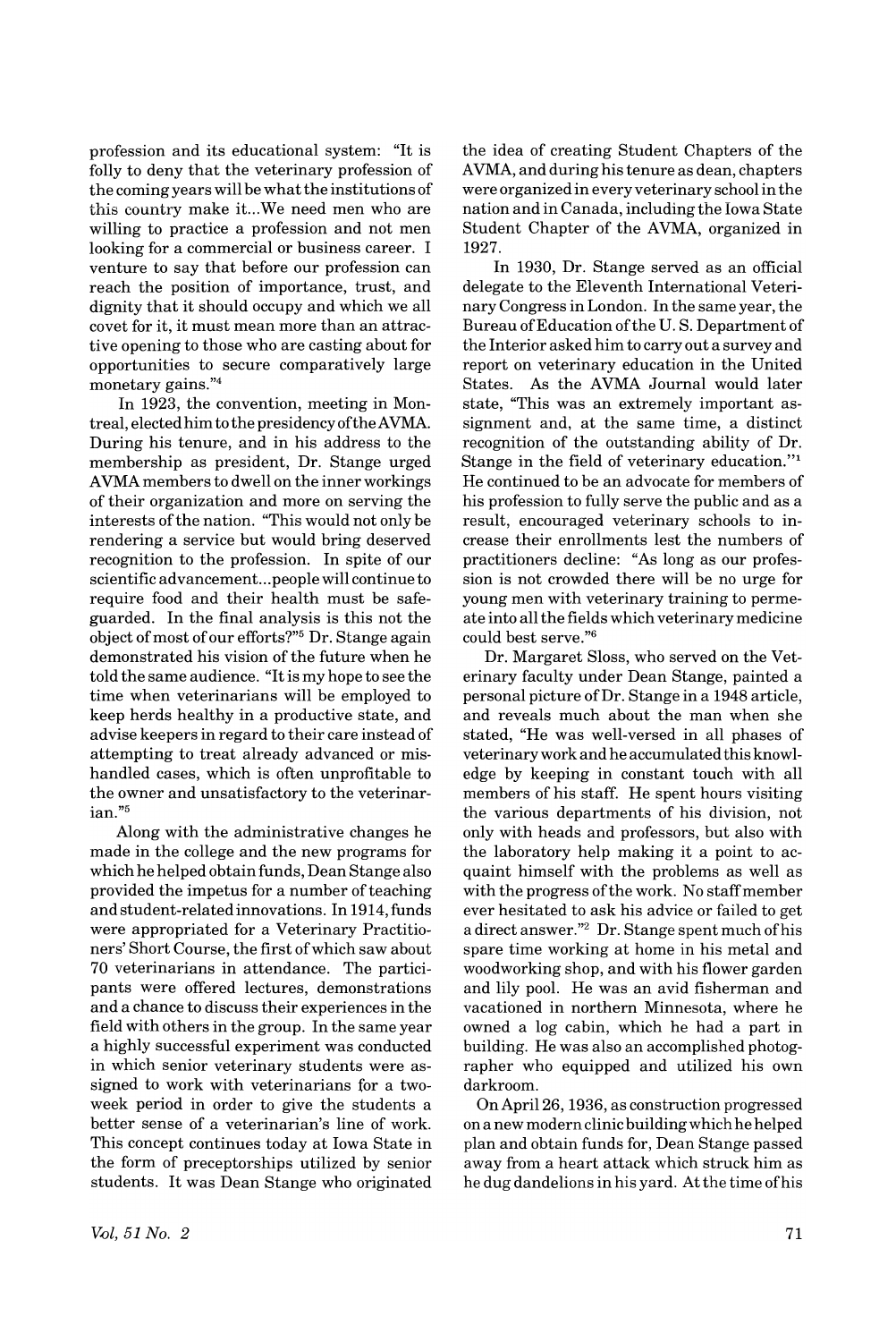profession and its educational system: "It is folly to deny that the veterinary profession of the coming years will be what the institutions of this country make it...We need men who are willing to practice a profession and not men looking for a commercial or business career. I venture to say that before our profession can reach the position of importance, trust, and dignity that it should occupy and which we all covet for it, it must mean more than an attractive opening to those who are casting about for opportunities to secure comparatively large monetary gains."[4]

In 1923, the convention, meeting in Montreal, elected him to the presidency of the AVMA. During his tenure, and in his address to the membership as president, Dr. Stange urged AVMA members to dwell on the inner workings of their organization and more on serving the interests of the nation. "This would not only be rendering a service but would bring deserved recognition to the profession. In spite of our scientific advancement...people will continue to require food and their health must be safeguarded. In the final analysis is this not the object of most of our efforts?"[5] Dr. Stange again demonstrated his vision of the future when he told the same audience. "It is my hope to see the time when veterinarians will be employed to keep herds healthy in a productive state, and advise keepers in regard to their care instead of attempting to treat already advanced or mishandled cases, which is often unprofitable to the owner and unsatisfactory to the veterinarian."[5]

Along with the administrative changes he made in the college and the new programs for which he helped obtain funds, Dean Stange also provided the impetus for a number of teaching and student-related innovations. In 1914, funds were appropriated for a Veterinary Practitioners' Short Course, the first of which saw about 70 veterinarians in attendance. The participants were offered lectures, demonstrations and a chance to discuss their experiences in the field with others in the group. In the same year a highly successful experiment was conducted in which senior veterinary students were assigned to work with veterinarians for a two-week period in order to give the students a better sense of a veterinarian's line of work. This concept continues today at Iowa State in the form of preceptorships utilized by senior students. It was Dean Stange who originated the idea of creating Student Chapters of the AVMA, and during his tenure as dean, chapters were organized in every veterinary school in the nation and in Canada, including the Iowa State Student Chapter of the AVMA, organized in 1927.

In 1930, Dr. Stange served as an official delegate to the Eleventh International Veterinary Congress in London. In the same year, the Bureau of Education of the U. S. Department of the Interior asked him to carry out a survey and report on veterinary education in the United States. As the AVMA Journal would later state, "This was an extremely important assignment and, at the same time, a distinct recognition of the outstanding ability of Dr. Stange in the field of veterinary education."[1] He continued to be an advocate for members of his profession to fully serve the public and as a result, encouraged veterinary schools to increase their enrollments lest the numbers of practitioners decline: "As long as our profession is not crowded there will be no urge for young men with veterinary training to permeate into all the fields which veterinary medicine could best serve."[6]

Dr. Margaret Sloss, who served on the Veterinary faculty under Dean Stange, painted a personal picture of Dr. Stange in a 1948 article, and reveals much about the man when she stated, "He was well-versed in all phases of veterinary work and he accumulated this knowledge by keeping in constant touch with all members of his staff. He spent hours visiting the various departments of his division, not only with heads and professors, but also with the laboratory help making it a point to acquaint himself with the problems as well as with the progress of the work. No staff member ever hesitated to ask his advice or failed to get a direct answer."[2] Dr. Stange spent much of his spare time working at home in his metal and woodworking shop, and with his flower garden and lily pool. He was an avid fisherman and vacationed in northern Minnesota, where he owned a log cabin, which he had a part in building. He was also an accomplished photographer who equipped and utilized his own darkroom.

On April 26, 1936, as construction progressed on a new modern clinic building which he helped plan and obtain funds for, Dean Stange passed away from a heart attack which struck him as he dug dandelions in his yard. At the time of his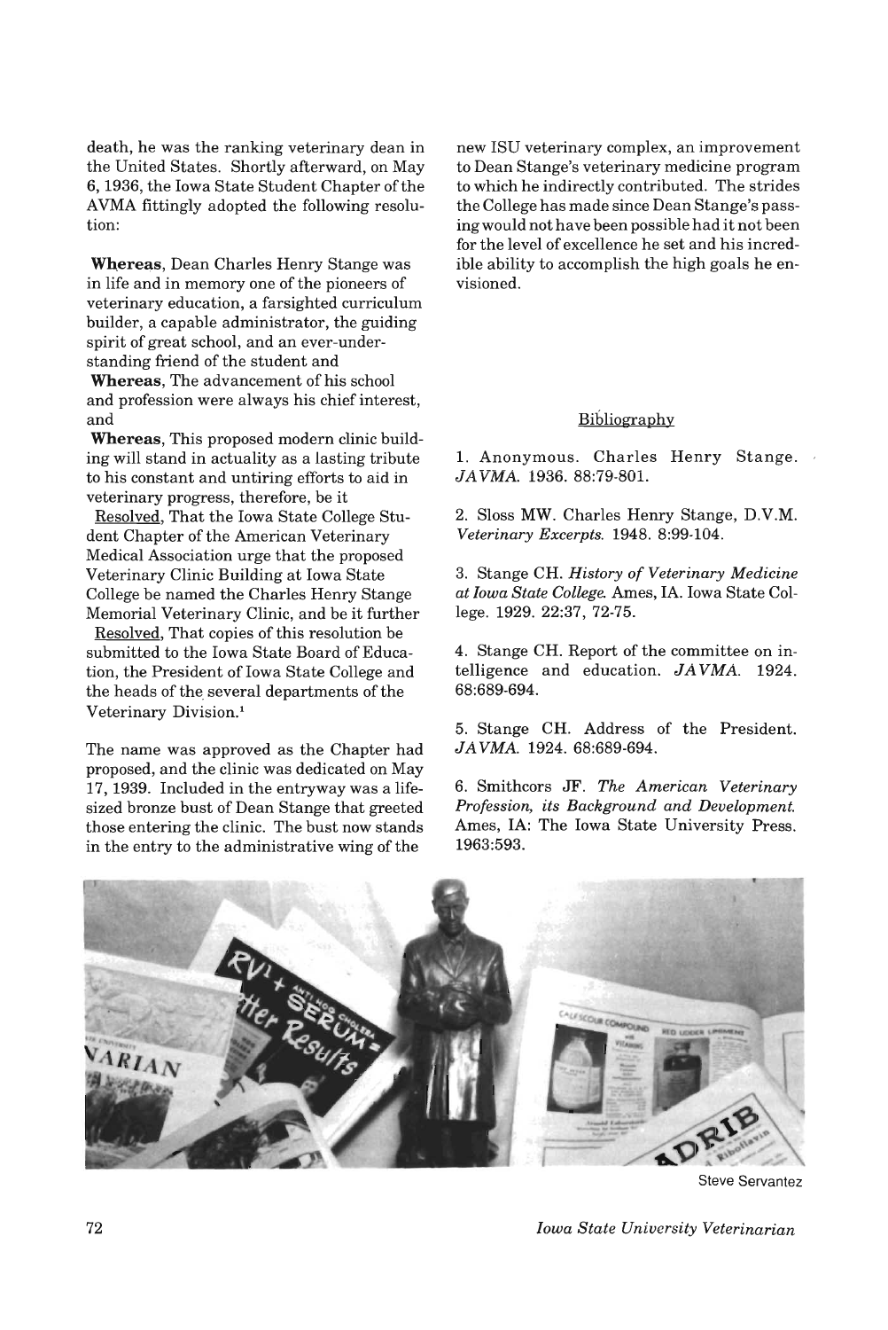death, he was the ranking veterinary dean in the United States. Shortly afterward, on May 6, 1936, the Iowa State Student Chapter of the AVMA fittingly adopted the following resolution:

**Whereas**, Dean Charles Henry Stange was in life and in memory one of the pioneers of veterinary education, a farsighted curriculum builder, a capable administrator, the guiding spirit of great school, and an ever-understanding friend of the student and
**Whereas**, The advancement of his school and profession were always his chief interest, and
**Whereas**, This proposed modern clinic building will stand in actuality as a lasting tribute to his constant and untiring efforts to aid in veterinary progress, therefore, be it
Resolved, That the Iowa State College Student Chapter of the American Veterinary Medical Association urge that the proposed Veterinary Clinic Building at Iowa State College be named the Charles Henry Stange Memorial Veterinary Clinic, and be it further
Resolved, That copies of this resolution be submitted to the Iowa State Board of Education, the President of Iowa State College and the heads of the several departments of the Veterinary Division.[1]

The name was approved as the Chapter had proposed, and the clinic was dedicated on May 17, 1939. Included in the entryway was a life-sized bronze bust of Dean Stange that greeted those entering the clinic. The bust now stands in the entry to the administrative wing of the new ISU veterinary complex, an improvement to Dean Stange's veterinary medicine program to which he indirectly contributed. The strides the College has made since Dean Stange's passing would not have been possible had it not been for the level of excellence he set and his incredible ability to accomplish the high goals he envisioned.

## Bibliography

1. Anonymous. Charles Henry Stange. *JAVMA*. 1936. 88:79-801.

2. Sloss MW. Charles Henry Stange, D.V.M. *Veterinary Excerpts*. 1948. 8:99-104.

3. Stange CH. *History of Veterinary Medicine at Iowa State College*. Ames, IA. Iowa State College. 1929. 22:37, 72-75.

4. Stange CH. Report of the committee on intelligence and education. *JAVMA*. 1924. 68:689-694.

5. Stange CH. Address of the President. *JAVMA*. 1924. 68:689-694.

6. Smithcors JF. *The American Veterinary Profession, its Background and Development*. Ames, IA: The Iowa State University Press. 1963:593.

Steve Servantez